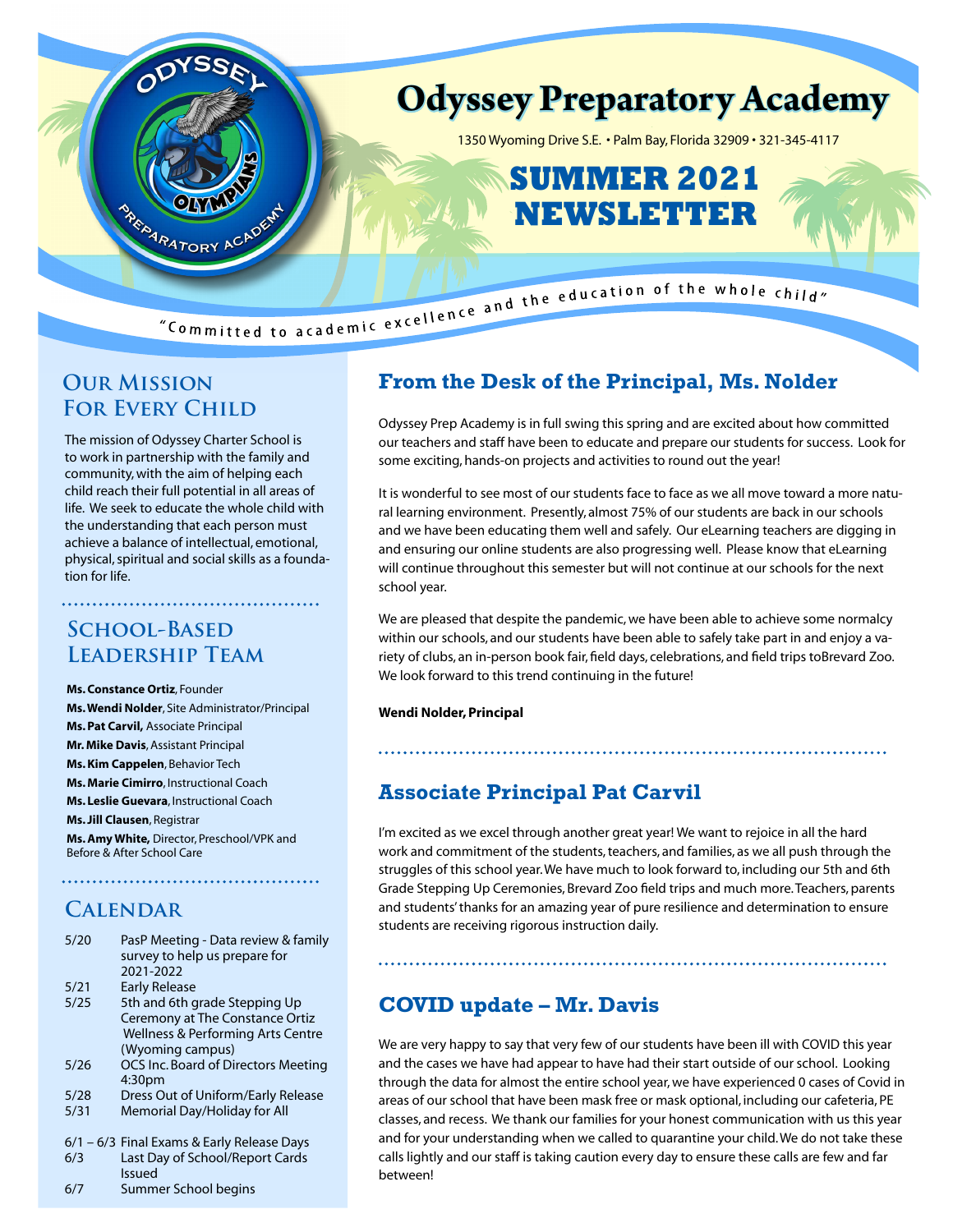# Odyssey Preparatory Academy

1350 Wyoming Drive S.E. • Palm Bay, Florida 32909 • 321-345-4117

# SUMMER 2021 NEWSLETTER

"Committed to academic excellence and the education of the whole child"

## Our Mission For Every Child

The mission of Odyssey Charter School is to work in partnership with the family and community, with the aim of helping each child reach their full potential in all areas of life. We seek to educate the whole child with the understanding that each person must achieve a balance of intellectual, emotional, physical, spiritual and social skills as a foundation for life.

## School-Based Leadership Team

**Ms. Constance Ortiz**, Founder
**Ms. Wendi Nolder**, Site Administrator/Principal
**Ms. Pat Carvil,** Associate Principal
**Mr. Mike Davis**, Assistant Principal
**Ms. Kim Cappelen**, Behavior Tech
**Ms. Marie Cimirro**, Instructional Coach
**Ms. Leslie Guevara**, Instructional Coach
**Ms. Jill Clausen**, Registrar
**Ms. Amy White,** Director, Preschool/VPK and Before & After School Care

## Calendar

| | |
|---|---|
| 5/20 | PasP Meeting - Data review & family survey to help us prepare for 2021-2022 |
| 5/21 | Early Release |
| 5/25 | 5th and 6th grade Stepping Up Ceremony at The Constance Ortiz Wellness & Performing Arts Centre (Wyoming campus) |
| 5/26 | OCS Inc. Board of Directors Meeting 4:30pm |
| 5/28 | Dress Out of Uniform/Early Release |
| 5/31 | Memorial Day/Holiday for All |
| 6/1 – 6/3 | Final Exams & Early Release Days |
| 6/3 | Last Day of School/Report Cards Issued |
| 6/7 | Summer School begins |

## From the Desk of the Principal, Ms. Nolder

Odyssey Prep Academy is in full swing this spring and are excited about how committed our teachers and staff have been to educate and prepare our students for success. Look for some exciting, hands-on projects and activities to round out the year!

It is wonderful to see most of our students face to face as we all move toward a more natural learning environment. Presently, almost 75% of our students are back in our schools and we have been educating them well and safely. Our eLearning teachers are digging in and ensuring our online students are also progressing well. Please know that eLearning will continue throughout this semester but will not continue at our schools for the next school year.

We are pleased that despite the pandemic, we have been able to achieve some normalcy within our schools, and our students have been able to safely take part in and enjoy a variety of clubs, an in-person book fair, field days, celebrations, and field trips toBrevard Zoo. We look forward to this trend continuing in the future!

**Wendi Nolder, Principal**

## Associate Principal Pat Carvil

I'm excited as we excel through another great year! We want to rejoice in all the hard work and commitment of the students, teachers, and families, as we all push through the struggles of this school year. We have much to look forward to, including our 5th and 6th Grade Stepping Up Ceremonies, Brevard Zoo field trips and much more. Teachers, parents and students' thanks for an amazing year of pure resilience and determination to ensure students are receiving rigorous instruction daily.

## COVID update – Mr. Davis

We are very happy to say that very few of our students have been ill with COVID this year and the cases we have had appear to have had their start outside of our school. Looking through the data for almost the entire school year, we have experienced 0 cases of Covid in areas of our school that have been mask free or mask optional, including our cafeteria, PE classes, and recess. We thank our families for your honest communication with us this year and for your understanding when we called to quarantine your child. We do not take these calls lightly and our staff is taking caution every day to ensure these calls are few and far between!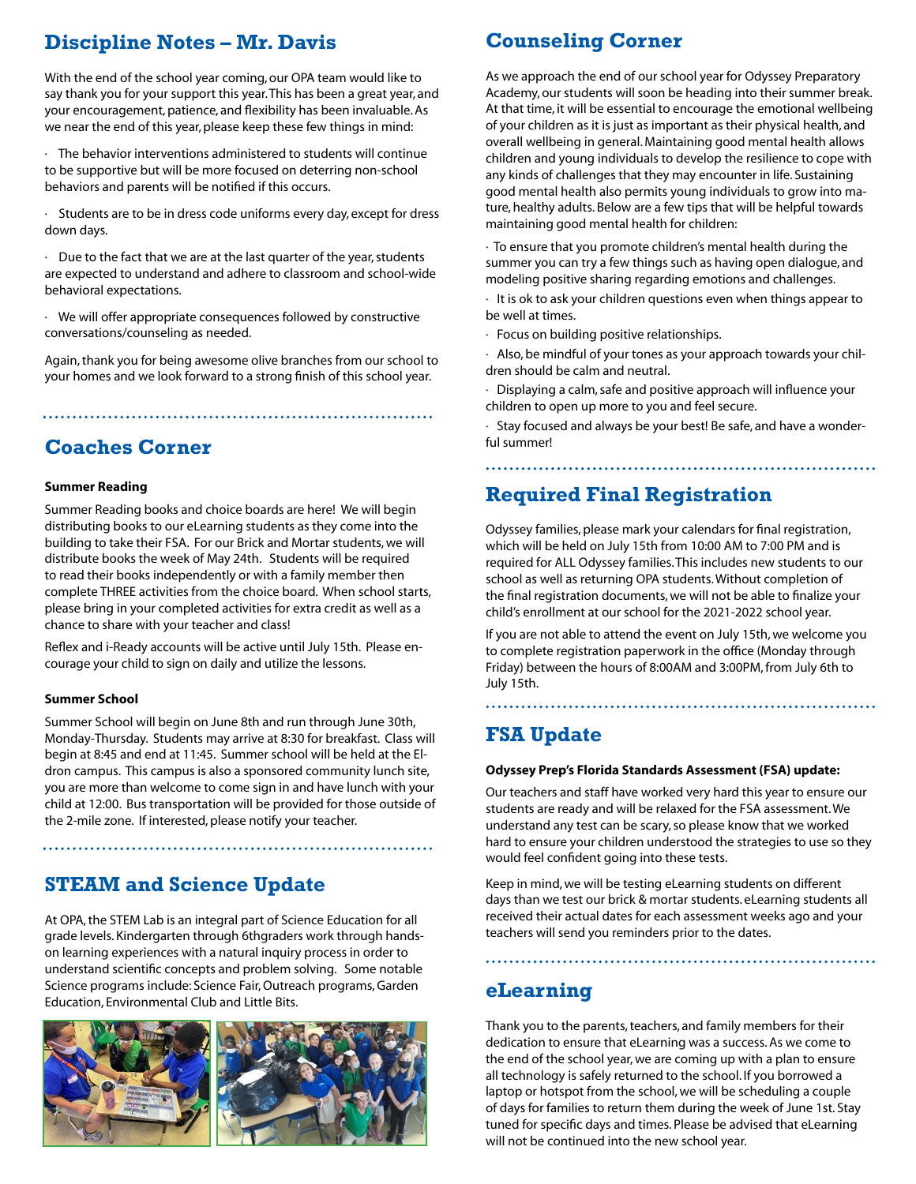## Discipline Notes – Mr. Davis

With the end of the school year coming, our OPA team would like to say thank you for your support this year. This has been a great year, and your encouragement, patience, and flexibility has been invaluable. As we near the end of this year, please keep these few things in mind:

- The behavior interventions administered to students will continue to be supportive but will be more focused on deterring non-school behaviors and parents will be notified if this occurs.
- Students are to be in dress code uniforms every day, except for dress down days.
- Due to the fact that we are at the last quarter of the year, students are expected to understand and adhere to classroom and school-wide behavioral expectations.
- We will offer appropriate consequences followed by constructive conversations/counseling as needed.

Again, thank you for being awesome olive branches from our school to your homes and we look forward to a strong finish of this school year.

## Coaches Corner

**Summer Reading**

Summer Reading books and choice boards are here! We will begin distributing books to our eLearning students as they come into the building to take their FSA. For our Brick and Mortar students, we will distribute books the week of May 24th. Students will be required to read their books independently or with a family member then complete THREE activities from the choice board. When school starts, please bring in your completed activities for extra credit as well as a chance to share with your teacher and class!

Reflex and i-Ready accounts will be active until July 15th. Please encourage your child to sign on daily and utilize the lessons.

**Summer School**

Summer School will begin on June 8th and run through June 30th, Monday-Thursday. Students may arrive at 8:30 for breakfast. Class will begin at 8:45 and end at 11:45. Summer school will be held at the Eldron campus. This campus is also a sponsored community lunch site, you are more than welcome to come sign in and have lunch with your child at 12:00. Bus transportation will be provided for those outside of the 2-mile zone. If interested, please notify your teacher.

## STEAM and Science Update

At OPA, the STEM Lab is an integral part of Science Education for all grade levels. Kindergarten through 6thgraders work through hands-on learning experiences with a natural inquiry process in order to understand scientific concepts and problem solving. Some notable Science programs include: Science Fair, Outreach programs, Garden Education, Environmental Club and Little Bits.

## Counseling Corner

As we approach the end of our school year for Odyssey Preparatory Academy, our students will soon be heading into their summer break. At that time, it will be essential to encourage the emotional wellbeing of your children as it is just as important as their physical health, and overall wellbeing in general. Maintaining good mental health allows children and young individuals to develop the resilience to cope with any kinds of challenges that they may encounter in life. Sustaining good mental health also permits young individuals to grow into mature, healthy adults. Below are a few tips that will be helpful towards maintaining good mental health for children:

- To ensure that you promote children's mental health during the summer you can try a few things such as having open dialogue, and modeling positive sharing regarding emotions and challenges.
- It is ok to ask your children questions even when things appear to be well at times.
- Focus on building positive relationships.
- Also, be mindful of your tones as your approach towards your children should be calm and neutral.
- Displaying a calm, safe and positive approach will influence your children to open up more to you and feel secure.
- Stay focused and always be your best! Be safe, and have a wonderful summer!

## Required Final Registration

Odyssey families, please mark your calendars for final registration, which will be held on July 15th from 10:00 AM to 7:00 PM and is required for ALL Odyssey families. This includes new students to our school as well as returning OPA students. Without completion of the final registration documents, we will not be able to finalize your child's enrollment at our school for the 2021-2022 school year.

If you are not able to attend the event on July 15th, we welcome you to complete registration paperwork in the office (Monday through Friday) between the hours of 8:00AM and 3:00PM, from July 6th to July 15th.

## FSA Update

**Odyssey Prep's Florida Standards Assessment (FSA) update:**

Our teachers and staff have worked very hard this year to ensure our students are ready and will be relaxed for the FSA assessment. We understand any test can be scary, so please know that we worked hard to ensure your children understood the strategies to use so they would feel confident going into these tests.

Keep in mind, we will be testing eLearning students on different days than we test our brick & mortar students. eLearning students all received their actual dates for each assessment weeks ago and your teachers will send you reminders prior to the dates.

## eLearning

Thank you to the parents, teachers, and family members for their dedication to ensure that eLearning was a success. As we come to the end of the school year, we are coming up with a plan to ensure all technology is safely returned to the school. If you borrowed a laptop or hotspot from the school, we will be scheduling a couple of days for families to return them during the week of June 1st. Stay tuned for specific days and times. Please be advised that eLearning will not be continued into the new school year.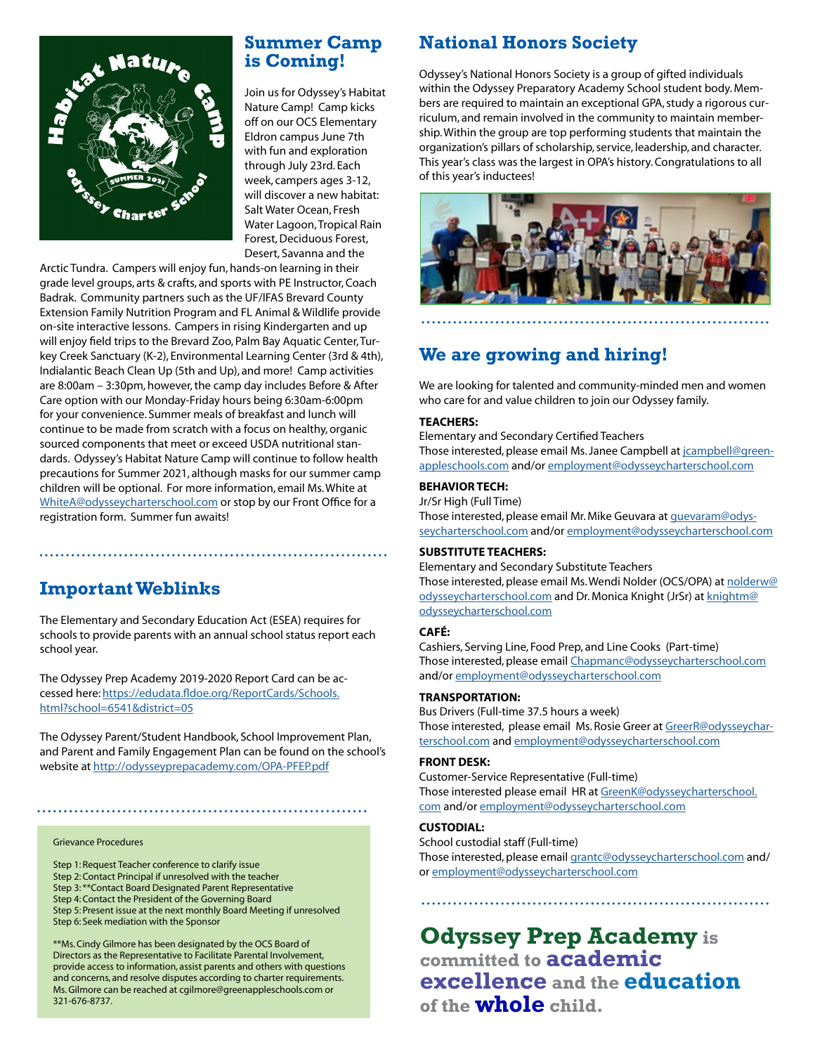## Summer Camp is Coming!

Join us for Odyssey's Habitat Nature Camp! Camp kicks off on our OCS Elementary Eldron campus June 7th with fun and exploration through July 23rd. Each week, campers ages 3-12, will discover a new habitat: Salt Water Ocean, Fresh Water Lagoon, Tropical Rain Forest, Deciduous Forest, Desert, Savanna and the Arctic Tundra. Campers will enjoy fun, hands-on learning in their grade level groups, arts & crafts, and sports with PE Instructor, Coach Badrak. Community partners such as the UF/IFAS Brevard County Extension Family Nutrition Program and FL Animal & Wildlife provide on-site interactive lessons. Campers in rising Kindergarten and up will enjoy field trips to the Brevard Zoo, Palm Bay Aquatic Center, Turkey Creek Sanctuary (K-2), Environmental Learning Center (3rd & 4th), Indialantic Beach Clean Up (5th and Up), and more! Camp activities are 8:00am – 3:30pm, however, the camp day includes Before & After Care option with our Monday-Friday hours being 6:30am-6:00pm for your convenience. Summer meals of breakfast and lunch will continue to be made from scratch with a focus on healthy, organic sourced components that meet or exceed USDA nutritional standards. Odyssey's Habitat Nature Camp will continue to follow health precautions for Summer 2021, although masks for our summer camp children will be optional. For more information, email Ms. White at WhiteA@odysseycharterschool.com or stop by our Front Office for a registration form. Summer fun awaits!

## Important Weblinks

The Elementary and Secondary Education Act (ESEA) requires for schools to provide parents with an annual school status report each school year.

The Odyssey Prep Academy 2019-2020 Report Card can be accessed here: https://edudata.fldoe.org/ReportCards/Schools.html?school=6541&district=05

The Odyssey Parent/Student Handbook, School Improvement Plan, and Parent and Family Engagement Plan can be found on the school's website at http://odysseyprepacademy.com/OPA-PFEP.pdf

Grievance Procedures

Step 1: Request Teacher conference to clarify issue
Step 2: Contact Principal if unresolved with the teacher
Step 3: **Contact Board Designated Parent Representative
Step 4: Contact the President of the Governing Board
Step 5: Present issue at the next monthly Board Meeting if unresolved
Step 6: Seek mediation with the Sponsor

**Ms. Cindy Gilmore has been designated by the OCS Board of Directors as the Representative to Facilitate Parental Involvement, provide access to information, assist parents and others with questions and concerns, and resolve disputes according to charter requirements. Ms. Gilmore can be reached at cgilmore@greenappleschools.com or 321-676-8737.

## National Honors Society

Odyssey's National Honors Society is a group of gifted individuals within the Odyssey Preparatory Academy School student body. Members are required to maintain an exceptional GPA, study a rigorous curriculum, and remain involved in the community to maintain membership. Within the group are top performing students that maintain the organization's pillars of scholarship, service, leadership, and character. This year's class was the largest in OPA's history. Congratulations to all of this year's inductees!

## We are growing and hiring!

We are looking for talented and community-minded men and women who care for and value children to join our Odyssey family.

**TEACHERS:**
Elementary and Secondary Certified Teachers
Those interested, please email Ms. Janee Campbell at jcampbell@greenappleschools.com and/or employment@odysseycharterschool.com

**BEHAVIOR TECH:**
Jr/Sr High (Full Time)
Those interested, please email Mr. Mike Geuvara at guevaram@odysseycharterschool.com and/or employment@odysseycharterschool.com

**SUBSTITUTE TEACHERS:**
Elementary and Secondary Substitute Teachers
Those interested, please email Ms. Wendi Nolder (OCS/OPA) at nolderw@odysseycharterschool.com and Dr. Monica Knight (JrSr) at knightm@odysseycharterschool.com

**CAFÉ:**
Cashiers, Serving Line, Food Prep, and Line Cooks (Part-time)
Those interested, please email Chapmanc@odysseycharterschool.com and/or employment@odysseycharterschool.com

**TRANSPORTATION:**
Bus Drivers (Full-time 37.5 hours a week)
Those interested, please email Ms. Rosie Greer at GreerR@odysseycharterschool.com and employment@odysseycharterschool.com

**FRONT DESK:**
Customer-Service Representative (Full-time)
Those interested please email HR at GreenK@odysseycharterschool.com and/or employment@odysseycharterschool.com

**CUSTODIAL:**
School custodial staff (Full-time)
Those interested, please email grantc@odysseycharterschool.com and/or employment@odysseycharterschool.com

**Odyssey Prep Academy is committed to academic excellence and the education of the whole child.**